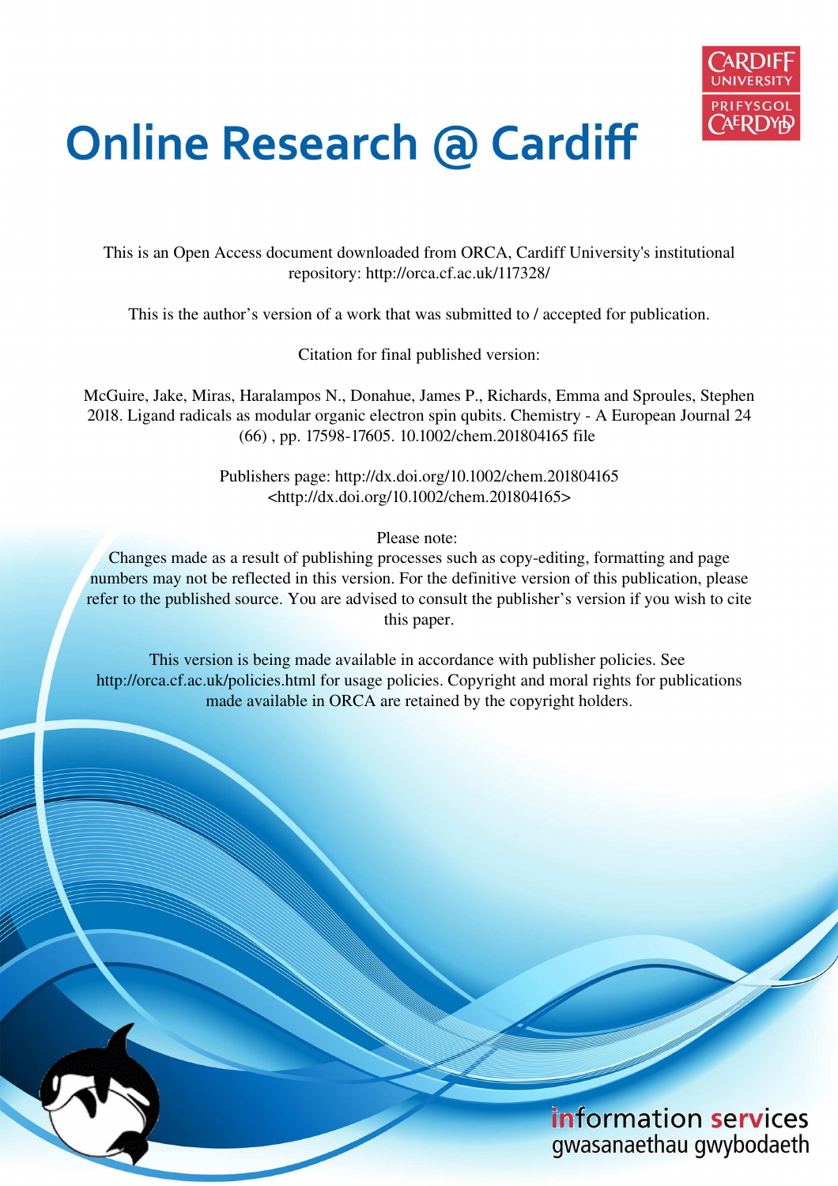# Online Research @ Cardiff

This is an Open Access document downloaded from ORCA, Cardiff University's institutional repository: http://orca.cf.ac.uk/117328/

This is the author's version of a work that was submitted to / accepted for publication.

Citation for final published version:

McGuire, Jake, Miras, Haralampos N., Donahue, James P., Richards, Emma and Sproules, Stephen 2018. Ligand radicals as modular organic electron spin qubits. Chemistry - A European Journal 24 (66) , pp. 17598-17605. 10.1002/chem.201804165 file

Publishers page: http://dx.doi.org/10.1002/chem.201804165 <http://dx.doi.org/10.1002/chem.201804165>

Please note:
Changes made as a result of publishing processes such as copy-editing, formatting and page numbers may not be reflected in this version. For the definitive version of this publication, please refer to the published source. You are advised to consult the publisher's version if you wish to cite this paper.

This version is being made available in accordance with publisher policies. See http://orca.cf.ac.uk/policies.html for usage policies. Copyright and moral rights for publications made available in ORCA are retained by the copyright holders.

information services
gwasanaethau gwybodaeth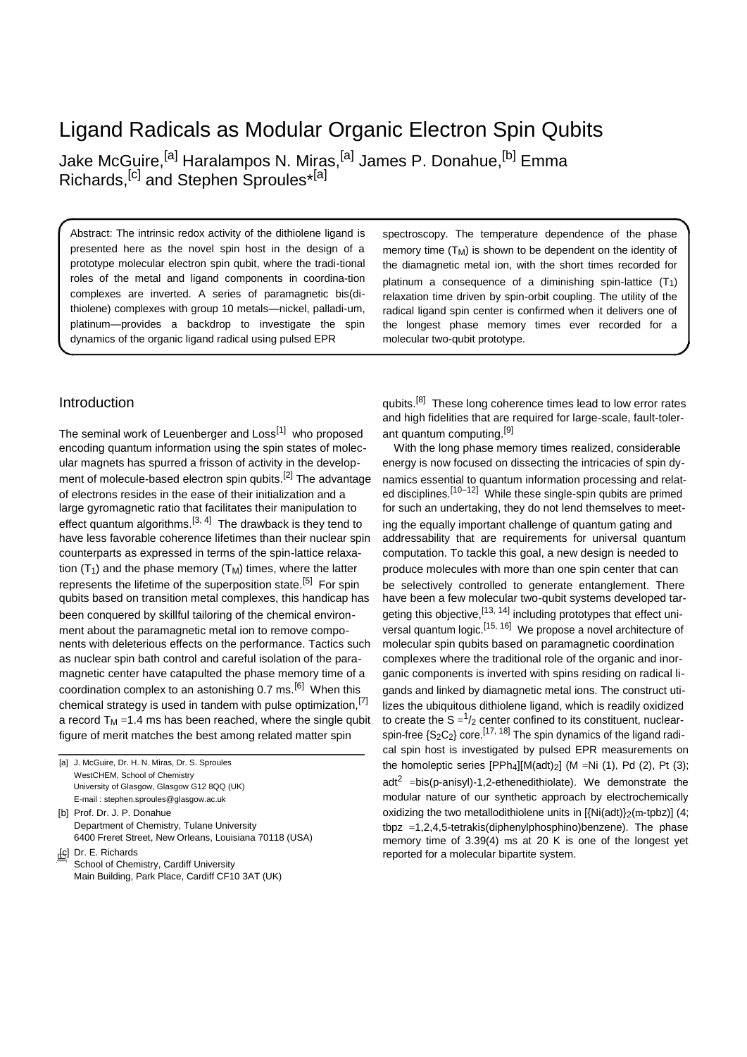# Ligand Radicals as Modular Organic Electron Spin Qubits

Jake McGuire,[a] Haralampos N. Miras,[a] James P. Donahue,[b] Emma Richards,[c] and Stephen Sproules*[a]

Abstract: The intrinsic redox activity of the dithiolene ligand is presented here as the novel spin host in the design of a prototype molecular electron spin qubit, where the tradi-tional roles of the metal and ligand components in coordina-tion complexes are inverted. A series of paramagnetic bis(di-thiolene) complexes with group 10 metals—nickel, palladi-um, platinum—provides a backdrop to investigate the spin dynamics of the organic ligand radical using pulsed EPR spectroscopy. The temperature dependence of the phase memory time ($T_M$) is shown to be dependent on the identity of the diamagnetic metal ion, with the short times recorded for platinum a consequence of a diminishing spin-lattice ($T_1$) relaxation time driven by spin-orbit coupling. The utility of the radical ligand spin center is confirmed when it delivers one of the longest phase memory times ever recorded for a molecular two-qubit prototype.

## Introduction

The seminal work of Leuenberger and Loss[1] who proposed encoding quantum information using the spin states of molecular magnets has spurred a frisson of activity in the development of molecule-based electron spin qubits.[2] The advantage of electrons resides in the ease of their initialization and a large gyromagnetic ratio that facilitates their manipulation to effect quantum algorithms.[3, 4] The drawback is they tend to have less favorable coherence lifetimes than their nuclear spin counterparts as expressed in terms of the spin-lattice relaxation ($T_1$) and the phase memory ($T_M$) times, where the latter represents the lifetime of the superposition state.[5] For spin qubits based on transition metal complexes, this handicap has been conquered by skillful tailoring of the chemical environment about the paramagnetic metal ion to remove components with deleterious effects on the performance. Tactics such as nuclear spin bath control and careful isolation of the paramagnetic center have catapulted the phase memory time of a coordination complex to an astonishing 0.7 ms.[6] When this chemical strategy is used in tandem with pulse optimization,[7] a record $T_M$ =1.4 ms has been reached, where the single qubit figure of merit matches the best among related matter spin qubits.[8] These long coherence times lead to low error rates and high fidelities that are required for large-scale, fault-tolerant quantum computing.[9]

With the long phase memory times realized, considerable energy is now focused on dissecting the intricacies of spin dynamics essential to quantum information processing and related disciplines.[10–12] While these single-spin qubits are primed for such an undertaking, they do not lend themselves to meeting the equally important challenge of quantum gating and addressability that are requirements for universal quantum computation. To tackle this goal, a new design is needed to produce molecules with more than one spin center that can be selectively controlled to generate entanglement. There have been a few molecular two-qubit systems developed targeting this objective,[13, 14] including prototypes that effect universal quantum logic.[15, 16] We propose a novel architecture of molecular spin qubits based on paramagnetic coordination complexes where the traditional role of the organic and inorganic components is inverted with spins residing on radical ligands and linked by diamagnetic metal ions. The construct utilizes the ubiquitous dithiolene ligand, which is readily oxidized to create the $S = ^1/_2$ center confined to its constituent, nuclear-spin-free $\{S_2C_2\}$ core.[17, 18] The spin dynamics of the ligand radical spin host is investigated by pulsed EPR measurements on the homoleptic series $[PPh_4][M(adt)_2]$ (M =Ni (**1**), Pd (**2**), Pt (**3**); $adt^{2-}$ =bis(p-anisyl)-1,2-ethenedithiolate). We demonstrate the modular nature of our synthetic approach by electrochemically oxidizing the two metallodithiolene units in $[\{Ni(adt)\}_2(m\text{-tpbz})]$ (**4**; tbpz =1,2,4,5-tetrakis(diphenylphosphino)benzene). The phase memory time of 3.39(4) ms at 20 K is one of the longest yet reported for a molecular bipartite system.

[a] J. McGuire, Dr. H. N. Miras, Dr. S. Sproules
WestCHEM, School of Chemistry
University of Glasgow, Glasgow G12 8QQ (UK)
E-mail : stephen.sproules@glasgow.ac.uk

[b] Prof. Dr. J. P. Donahue
Department of Chemistry, Tulane University
6400 Freret Street, New Orleans, Louisiana 70118 (USA)

[c] Dr. E. Richards
School of Chemistry, Cardiff University
Main Building, Park Place, Cardiff CF10 3AT (UK)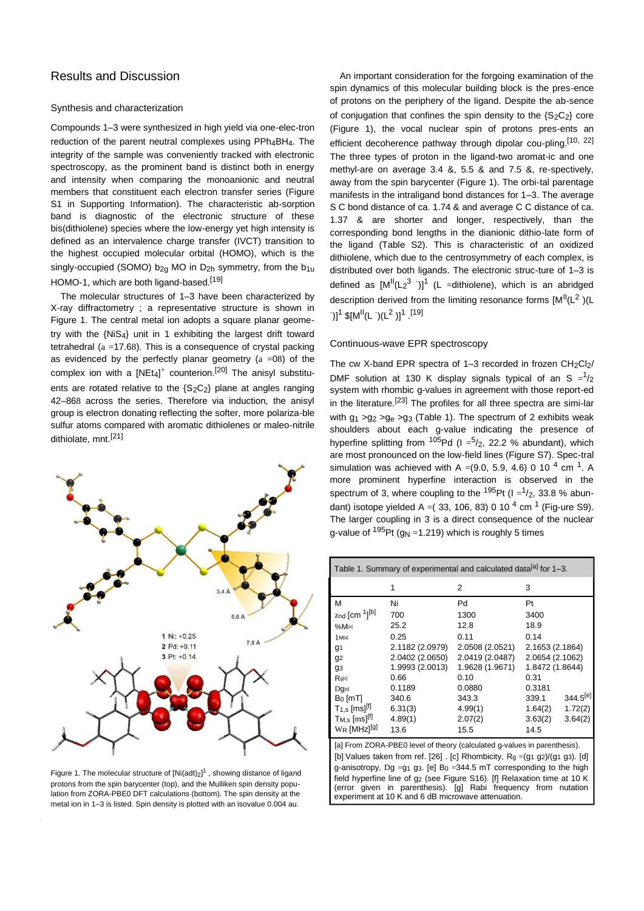## Results and Discussion

### Synthesis and characterization

Compounds 1–3 were synthesized in high yield via one-elec-tron reduction of the parent neutral complexes using $PPh_4BH_4$. The integrity of the sample was conveniently tracked with electronic spectroscopy, as the prominent band is distinct both in energy and intensity when comparing the monoanionic and neutral members that constituent each electron transfer series (Figure S1 in Supporting Information). The characteristic ab-sorption band is diagnostic of the electronic structure of these bis(dithiolene) species where the low-energy yet high intensity is defined as an intervalence charge transfer (IVCT) transition to the highest occupied molecular orbital (HOMO), which is the singly-occupied (SOMO) $b_{2g}$ MO in $D_{2h}$ symmetry, from the $b_{1u}$ HOMO-1, which are both ligand-based.[19]

The molecular structures of 1–3 have been characterized by X-ray diffractometry ; a representative structure is shown in Figure 1. The central metal ion adopts a square planar geome-try with the $\{NiS_4\}$ unit in 1 exhibiting the largest drift toward tetrahedral (a =17.68). This is a consequence of crystal packing as evidenced by the perfectly planar geometry (a =08) of the complex ion with a $[NEt_4]^+$ counterion.[20] The anisyl substitu-ents are rotated relative to the $\{S_2C_2\}$ plane at angles ranging 42–868 across the series. Therefore via induction, the anisyl group is electron donating reflecting the softer, more polariza-ble sulfur atoms compared with aromatic dithiolenes or maleo-nitrile dithiolate, mnt.[21]

Figure 1. The molecular structure of $[Ni(adt)_2]^1$ , showing distance of ligand protons from the spin barycenter (top), and the Mulliken spin density popu-lation from ZORA-PBE0 DFT calculations (bottom). The spin density at the metal ion in 1–3 is listed. Spin density is plotted with an isovalue 0.004 au.

An important consideration for the forgoing examination of the spin dynamics of this molecular building block is the pres-ence of protons on the periphery of the ligand. Despite the ab-sence of conjugation that confines the spin density to the $\{S_2C_2\}$ core (Figure 1), the vocal nuclear spin of protons pres-ents an efficient decoherence pathway through dipolar cou-pling.[10, 22] The three types of proton in the ligand-two aromat-ic and one methyl-are on average 3.4 &, 5.5 & and 7.5 &, re-spectively, away from the spin barycenter (Figure 1). The orbi-tal parentage manifests in the intraligand bond distances for 1–3. The average S C bond distance of ca. 1.74 & and average C C distance of ca. 1.37 & are shorter and longer, respectively, than the corresponding bond lengths in the dianionic dithio-late form of the ligand (Table S2). This is characteristic of an oxidized dithiolene, which due to the centrosymmetry of each complex, is distributed over both ligands. The electronic struc-ture of 1–3 is defined as $[M^{II}(L_2^{3} \cdot)]^1$ (L =dithiolene), which is an abridged description derived from the limiting resonance forms $[M^{II}(L^2)(L\cdot)]^1$ $[M^{II}(L\cdot)(L^2)]^1$ .[19]

### Continuous-wave EPR spectroscopy

The cw X-band EPR spectra of 1–3 recorded in frozen $CH_2Cl_2$/ DMF solution at 130 K display signals typical of an $S = ^1/_2$ system with rhombic g-values in agreement with those report-ed in the literature.[23] The profiles for all three spectra are simi-lar with $g_1 > g_2 > g_e > g_3$ (Table 1). The spectrum of 2 exhibits weak shoulders about each g-value indicating the presence of hyperfine splitting from $^{105}$Pd ($I = ^5/_2$, 22.2 % abundant), which are most pronounced on the low-field lines (Figure S7). Spec-tral simulation was achieved with A =(9.0, 5.9, 4.6) 0 10 $^4$ cm $^1$. A more prominent hyperfine interaction is observed in the spectrum of 3, where coupling to the $^{195}$Pt ($I = ^1/_2$, 33.8 % abun-dant) isotope yielded A =( 33, 106, 83) 0 10 $^4$ cm $^1$ (Fig-ure S9). The larger coupling in 3 is a direct consequence of the nuclear g-value of $^{195}$Pt ($g_N$ =1.219) which is roughly 5 times

Table 1. Summary of experimental and calculated data[a] for 1–3.

| | 1 | 2 | 3 | |
|---|---|---|---|---|
| M | Ni | Pd | Pt | |
| $z_{nd}$ [cm $^1$][b] | 700 | 1300 | 3400 | |
| %M[a] | 25.2 | 12.8 | 18.9 | |
| $1_M$[a] | 0.25 | 0.11 | 0.14 | |
| $g_1$ | 2.1182 (2.0979) | 2.0508 (2.0521) | 2.1653 (2.1864) | |
| $g_2$ | 2.0402 (2.0650) | 2.0419 (2.0487) | 2.0654 (2.1062) | |
| $g_3$ | 1.9993 (2.0013) | 1.9628 (1.9671) | 1.8472 (1.8644) | |
| $R_g$[c] | 0.66 | 0.10 | 0.31 | |
| $Dg$[d] | 0.1189 | 0.0880 | 0.3181 | |
| $B_0$ [mT] | 340.6 | 343.3 | 339.1 | 344.5[e] |
| $T_{1,s}$ [ms][f] | 6.31(3) | 4.99(1) | 1.64(2) | 1.72(2) |
| $T_{M,s}$ [ms][f] | 4.89(1) | 2.07(2) | 3.63(2) | 3.64(2) |
| $W_R$ [MHz][g] | 13.6 | 15.5 | 14.5 | |

[a] From ZORA-PBE0 level of theory (calculated g-values in parenthesis). [b] Values taken from ref. [26] . [c] Rhombicity, $R_g$ =($g_1$ $g_2$)/($g_1$ $g_3$). [d] g-anisotropy, $Dg$ =$g_1$ $g_3$. [e] $B_0$ =344.5 mT corresponding to the high field hyperfine line of $g_2$ (see Figure S16). [f] Relaxation time at 10 K (error given in parenthesis). [g] Rabi frequency from nutation experiment at 10 K and 6 dB microwave attenuation.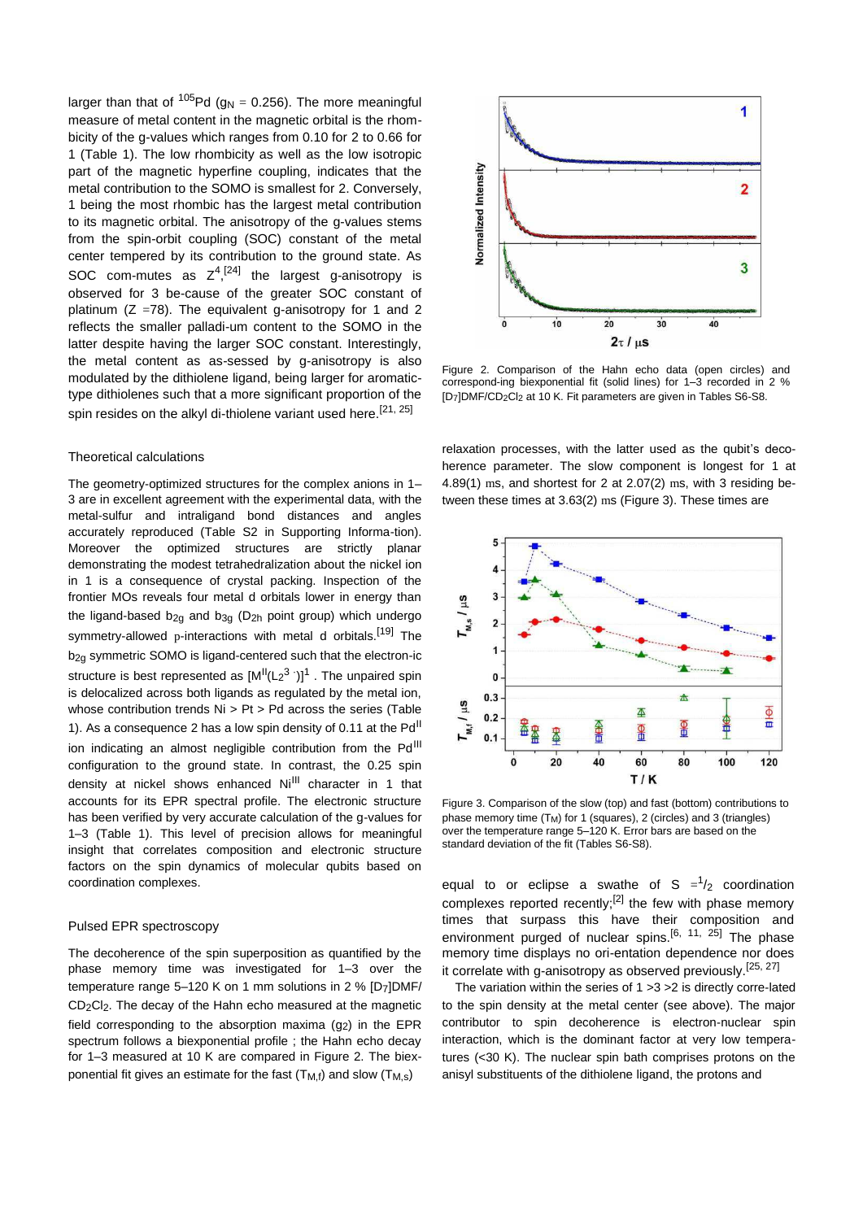larger than that of $^{105}$Pd ($g_N$ = 0.256). The more meaningful measure of metal content in the magnetic orbital is the rhombicity of the g-values which ranges from 0.10 for 2 to 0.66 for 1 (Table 1). The low rhombicity as well as the low isotropic part of the magnetic hyperfine coupling, indicates that the metal contribution to the SOMO is smallest for 2. Conversely, 1 being the most rhombic has the largest metal contribution to its magnetic orbital. The anisotropy of the g-values stems from the spin-orbit coupling (SOC) constant of the metal center tempered by its contribution to the ground state. As SOC com-mutes as $Z^4$,[24] the largest g-anisotropy is observed for 3 be-cause of the greater SOC constant of platinum (Z =78). The equivalent g-anisotropy for 1 and 2 reflects the smaller palladi-um content to the SOMO in the latter despite having the larger SOC constant. Interestingly, the metal content as as-sessed by g-anisotropy is also modulated by the dithiolene ligand, being larger for aromatic-type dithiolenes such that a more significant proportion of the spin resides on the alkyl di-thiolene variant used here.[21, 25]

## Theoretical calculations

The geometry-optimized structures for the complex anions in 1–3 are in excellent agreement with the experimental data, with the metal-sulfur and intraligand bond distances and angles accurately reproduced (Table S2 in Supporting Informa-tion). Moreover the optimized structures are strictly planar demonstrating the modest tetrahedralization about the nickel ion in 1 is a consequence of crystal packing. Inspection of the frontier MOs reveals four metal d orbitals lower in energy than the ligand-based $b_{2g}$ and $b_{3g}$ ($D_{2h}$ point group) which undergo symmetry-allowed p-interactions with metal d orbitals.[19] The $b_{2g}$ symmetric SOMO is ligand-centered such that the electron-ic structure is best represented as $[M^{II}(L_2^{3\cdot})]^1$ . The unpaired spin is delocalized across both ligands as regulated by the metal ion, whose contribution trends Ni > Pt > Pd across the series (Table 1). As a consequence 2 has a low spin density of 0.11 at the $Pd^{II}$ ion indicating an almost negligible contribution from the $Pd^{III}$ configuration to the ground state. In contrast, the 0.25 spin density at nickel shows enhanced $Ni^{III}$ character in 1 that accounts for its EPR spectral profile. The electronic structure has been verified by very accurate calculation of the g-values for 1–3 (Table 1). This level of precision allows for meaningful insight that correlates composition and electronic structure factors on the spin dynamics of molecular qubits based on coordination complexes.

## Pulsed EPR spectroscopy

The decoherence of the spin superposition as quantified by the phase memory time was investigated for 1–3 over the temperature range 5–120 K on 1 mm solutions in 2 % [D7]DMF/ $CD_2Cl_2$. The decay of the Hahn echo measured at the magnetic field corresponding to the absorption maxima ($g_2$) in the EPR spectrum follows a biexponential profile ; the Hahn echo decay for 1–3 measured at 10 K are compared in Figure 2. The biex-ponential fit gives an estimate for the fast ($T_{M,f}$) and slow ($T_{M,s}$) relaxation processes, with the latter used as the qubit's deco-herence parameter. The slow component is longest for 1 at 4.89(1) ms, and shortest for 2 at 2.07(2) ms, with 3 residing be-tween these times at 3.63(2) ms (Figure 3). These times are

Figure 2. Comparison of the Hahn echo data (open circles) and correspond-ing biexponential fit (solid lines) for 1–3 recorded in 2 % [D7]DMF/$CD_2Cl_2$ at 10 K. Fit parameters are given in Tables S6-S8.

Figure 3. Comparison of the slow (top) and fast (bottom) contributions to phase memory time ($T_M$) for 1 (squares), 2 (circles) and 3 (triangles) over the temperature range 5–120 K. Error bars are based on the standard deviation of the fit (Tables S6-S8).

equal to or eclipse a swathe of $S = {}^1/_2$ coordination complexes reported recently;[2] the few with phase memory times that surpass this have their composition and environment purged of nuclear spins.[6, 11, 25] The phase memory time displays no ori-entation dependence nor does it correlate with g-anisotropy as observed previously.[25, 27]

The variation within the series of 1 >3 >2 is directly corre-lated to the spin density at the metal center (see above). The major contributor to spin decoherence is electron-nuclear spin interaction, which is the dominant factor at very low tempera-tures (<30 K). The nuclear spin bath comprises protons on the anisyl substituents of the dithiolene ligand, the protons and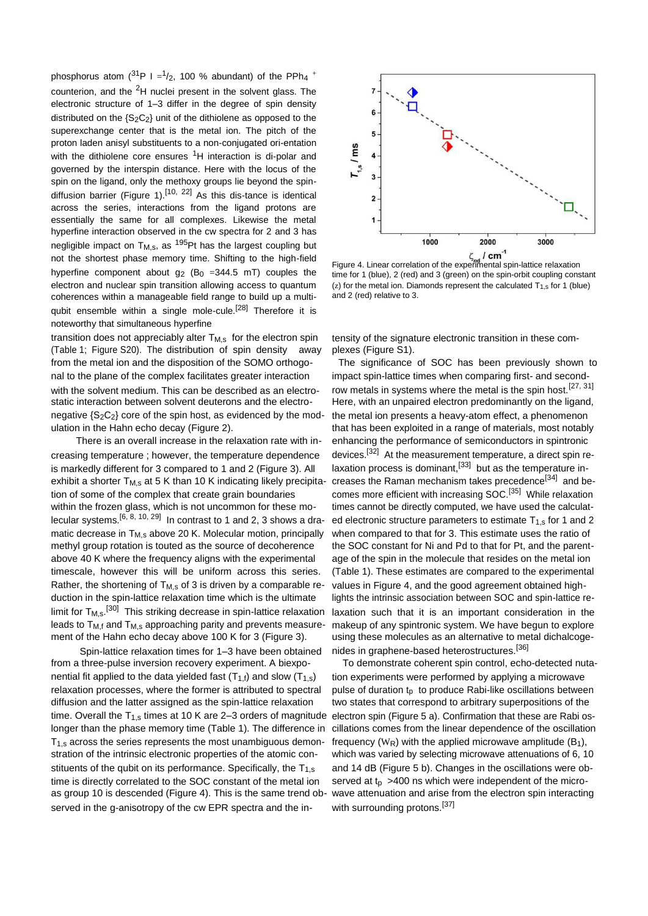phosphorus atom ($^{31}P$ I = $^{1}/_{2}$, 100 % abundant) of the $PPh_4$ $^{+}$ counterion, and the $^{2}H$ nuclei present in the solvent glass. The electronic structure of 1–3 differ in the degree of spin density distributed on the $\{S_2C_2\}$ unit of the dithiolene as opposed to the superexchange center that is the metal ion. The pitch of the proton laden anisyl substituents to a non-conjugated ori-entation with the dithiolene core ensures $^{1}H$ interaction is di-polar and governed by the interspin distance. Here with the locus of the spin on the ligand, only the methoxy groups lie beyond the spin-diffusion barrier (Figure 1).[10, 22] As this dis-tance is identical across the series, interactions from the ligand protons are essentially the same for all complexes. Likewise the metal hyperfine interaction observed in the cw spectra for 2 and 3 has negligible impact on $T_{M,s}$, as $^{195}Pt$ has the largest coupling but not the shortest phase memory time. Shifting to the high-field hyperfine component about $g_2$ ($B_0$ =344.5 mT) couples the electron and nuclear spin transition allowing access to quantum coherences within a manageable field range to build up a multi-qubit ensemble within a single mole-cule.[28] Therefore it is noteworthy that simultaneous hyperfine transition does not appreciably alter $T_{M,s}$ for the electron spin (Table 1; Figure S20). The distribution of spin density away from the metal ion and the disposition of the SOMO orthogo-nal to the plane of the complex facilitates greater interaction with the solvent medium. This can be described as an electro-static interaction between solvent deuterons and the electro-negative $\{S_2C_2\}$ core of the spin host, as evidenced by the mod-ulation in the Hahn echo decay (Figure 2).

There is an overall increase in the relaxation rate with in-creasing temperature ; however, the temperature dependence is markedly different for 3 compared to 1 and 2 (Figure 3). All exhibit a shorter $T_{M,s}$ at 5 K than 10 K indicating likely precipita-tion of some of the complex that create grain boundaries within the frozen glass, which is not uncommon for these mo-lecular systems.[6, 8, 10, 29] In contrast to 1 and 2, 3 shows a dra-matic decrease in $T_{M,s}$ above 20 K. Molecular motion, principally methyl group rotation is touted as the source of decoherence above 40 K where the frequency aligns with the experimental timescale, however this will be uniform across this series. Rather, the shortening of $T_{M,s}$ of 3 is driven by a comparable re-duction in the spin-lattice relaxation time which is the ultimate limit for $T_{M,s}$.[30] This striking decrease in spin-lattice relaxation leads to $T_{M,f}$ and $T_{M,s}$ approaching parity and prevents measure-ment of the Hahn echo decay above 100 K for 3 (Figure 3).

Spin-lattice relaxation times for 1–3 have been obtained from a three-pulse inversion recovery experiment. A biexpo-nential fit applied to the data yielded fast ($T_{1,f}$) and slow ($T_{1,s}$) relaxation processes, where the former is attributed to spectral diffusion and the latter assigned as the spin-lattice relaxation time. Overall the $T_{1,s}$ times at 10 K are 2–3 orders of magnitude longer than the phase memory time (Table 1). The difference in $T_{1,s}$ across the series represents the most unambiguous demon-stration of the intrinsic electronic properties of the atomic con-stituents of the qubit on its performance. Specifically, the $T_{1,s}$ time is directly correlated to the SOC constant of the metal ion as group 10 is descended (Figure 4). This is the same trend ob-served in the g-anisotropy of the cw EPR spectra and the in-tensity of the signature electronic transition in these com-plexes (Figure S1).

Figure 4. Linear correlation of the experimental spin-lattice relaxation time for 1 (blue), 2 (red) and 3 (green) on the spin-orbit coupling constant ($\zeta$) for the metal ion. Diamonds represent the calculated $T_{1,s}$ for 1 (blue) and 2 (red) relative to 3.

The significance of SOC has been previously shown to impact spin-lattice times when comparing first- and second-row metals in systems where the metal is the spin host.[27, 31] Here, with an unpaired electron predominantly on the ligand, the metal ion presents a heavy-atom effect, a phenomenon that has been exploited in a range of materials, most notably enhancing the performance of semiconductors in spintronic devices.[32] At the measurement temperature, a direct spin re-laxation process is dominant,[33] but as the temperature in-creases the Raman mechanism takes precedence[34] and be-comes more efficient with increasing SOC.[35] While relaxation times cannot be directly computed, we have used the calculat-ed electronic structure parameters to estimate $T_{1,s}$ for 1 and 2 when compared to that for 3. This estimate uses the ratio of the SOC constant for Ni and Pd to that for Pt, and the parent-age of the spin in the molecule that resides on the metal ion (Table 1). These estimates are compared to the experimental values in Figure 4, and the good agreement obtained high-lights the intrinsic association between SOC and spin-lattice re-laxation such that it is an important consideration in the makeup of any spintronic system. We have begun to explore using these molecules as an alternative to metal dichalcoge-nides in graphene-based heterostructures.[36]

To demonstrate coherent spin control, echo-detected nuta-tion experiments were performed by applying a microwave pulse of duration $t_p$ to produce Rabi-like oscillations between two states that correspond to arbitrary superpositions of the electron spin (Figure 5 a). Confirmation that these are Rabi os-cillations comes from the linear dependence of the oscillation frequency ($W_R$) with the applied microwave amplitude ($B_1$), which was varied by selecting microwave attenuations of 6, 10 and 14 dB (Figure 5 b). Changes in the oscillations were ob-served at $t_p$ >400 ns which were independent of the micro-wave attenuation and arise from the electron spin interacting with surrounding protons.[37]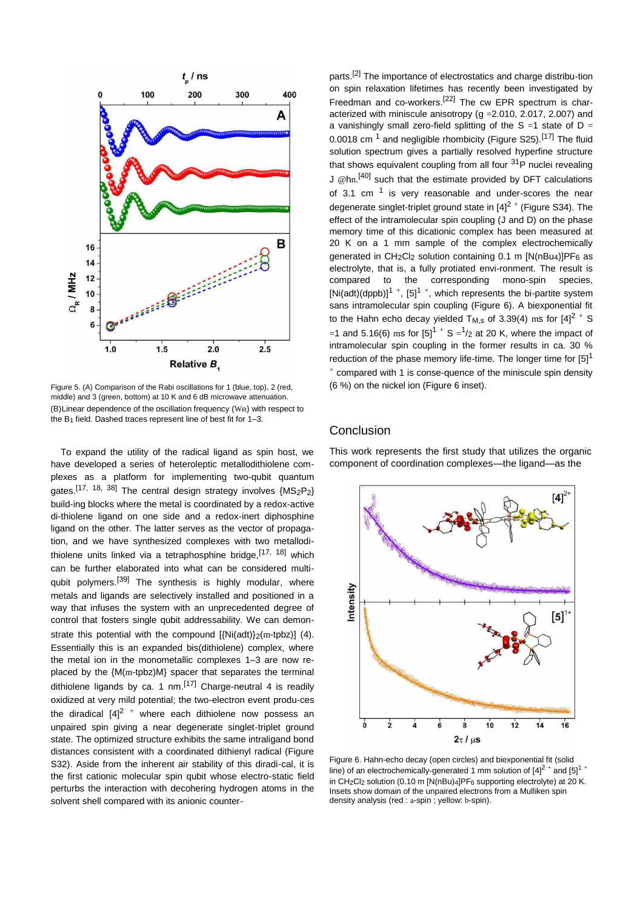Figure 5. (A) Comparison of the Rabi oscillations for 1 (blue, top), 2 (red, middle) and 3 (green, bottom) at 10 K and 6 dB microwave attenuation. (B)Linear dependence of the oscillation frequency ($W_R$) with respect to the $B_1$ field. Dashed traces represent line of best fit for 1–3.

To expand the utility of the radical ligand as spin host, we have developed a series of heteroleptic metallodithiolene complexes as a platform for implementing two-qubit quantum gates.[17, 18, 38] The central design strategy involves {$MS_2P_2$} build-ing blocks where the metal is coordinated by a redox-active di-thiolene ligand on one side and a redox-inert diphosphine ligand on the other. The latter serves as the vector of propaga-tion, and we have synthesized complexes with two metallodi-thiolene units linked via a tetraphosphine bridge,[17, 18] which can be further elaborated into what can be considered multi-qubit polymers.[39] The synthesis is highly modular, where metals and ligands are selectively installed and positioned in a way that infuses the system with an unprecedented degree of control that fosters single qubit addressability. We can demon-strate this potential with the compound [{Ni(adt)}$_2$(m-tpbz)] (4). Essentially this is an expanded bis(dithiolene) complex, where the metal ion in the monometallic complexes 1–3 are now re-placed by the {M(m-tpbz)M} spacer that separates the terminal dithiolene ligands by ca. 1 nm.[17] Charge-neutral 4 is readily oxidized at very mild potential; the two-electron event produ-ces the diradical $[4]^{2+}$ where each dithiolene now possess an unpaired spin giving a near degenerate singlet-triplet ground state. The optimized structure exhibits the same intraligand bond distances consistent with a coordinated dithienyl radical (Figure S32). Aside from the inherent air stability of this diradi-cal, it is the first cationic molecular spin qubit whose electro-static field perturbs the interaction with decohering hydrogen atoms in the solvent shell compared with its anionic counter-parts.[2] The importance of electrostatics and charge distribu-tion on spin relaxation lifetimes has recently been investigated by Freedman and co-workers.[22] The cw EPR spectrum is char-acterized with miniscule anisotropy (g =2.010, 2.017, 2.007) and a vanishingly small zero-field splitting of the S =1 state of D = 0.0018 cm$^{-1}$ and negligible rhombicity (Figure S25).[17] The fluid solution spectrum gives a partially resolved hyperfine structure that shows equivalent coupling from all four $^{31}$P nuclei revealing J @hn.[40] such that the estimate provided by DFT calculations of 3.1 cm$^{-1}$ is very reasonable and under-scores the near degenerate singlet-triplet ground state in $[4]^{2+}$ (Figure S34). The effect of the intramolecular spin coupling (J and D) on the phase memory time of this dicationic complex has been measured at 20 K on a 1 mm sample of the complex electrochemically generated in $CH_2Cl_2$ solution containing 0.1 m $[N(nBu_4)]PF_6$ as electrolyte, that is, a fully protiated envi-ronment. The result is compared to the corresponding mono-spin species, $[Ni(adt)(dppb)]^{1+}$, $[5]^{1+}$, which represents the bi-partite system sans intramolecular spin coupling (Figure 6). A biexponential fit to the Hahn echo decay yielded $T_{M,s}$ of 3.39(4) ms for $[4]^{2+}$ S =1 and 5.16(6) ms for $[5]^{1+}$ S =$^1$/2 at 20 K, where the impact of intramolecular spin coupling in the former results in ca. 30 % reduction of the phase memory life-time. The longer time for $[5]^{1+}$ compared with 1 is conse-quence of the miniscule spin density (6 %) on the nickel ion (Figure 6 inset).

## Conclusion

This work represents the first study that utilizes the organic component of coordination complexes—the ligand—as the

Figure 6. Hahn-echo decay (open circles) and biexponential fit (solid line) of an electrochemically-generated 1 mm solution of $[4]^{2+}$ and $[5]^{1+}$ in $CH_2Cl_2$ solution (0.10 m $[N(nBu)_4]PF_6$ supporting electrolyte) at 20 K. Insets show domain of the unpaired electrons from a Mulliken spin density analysis (red : a-spin ; yellow: b-spin).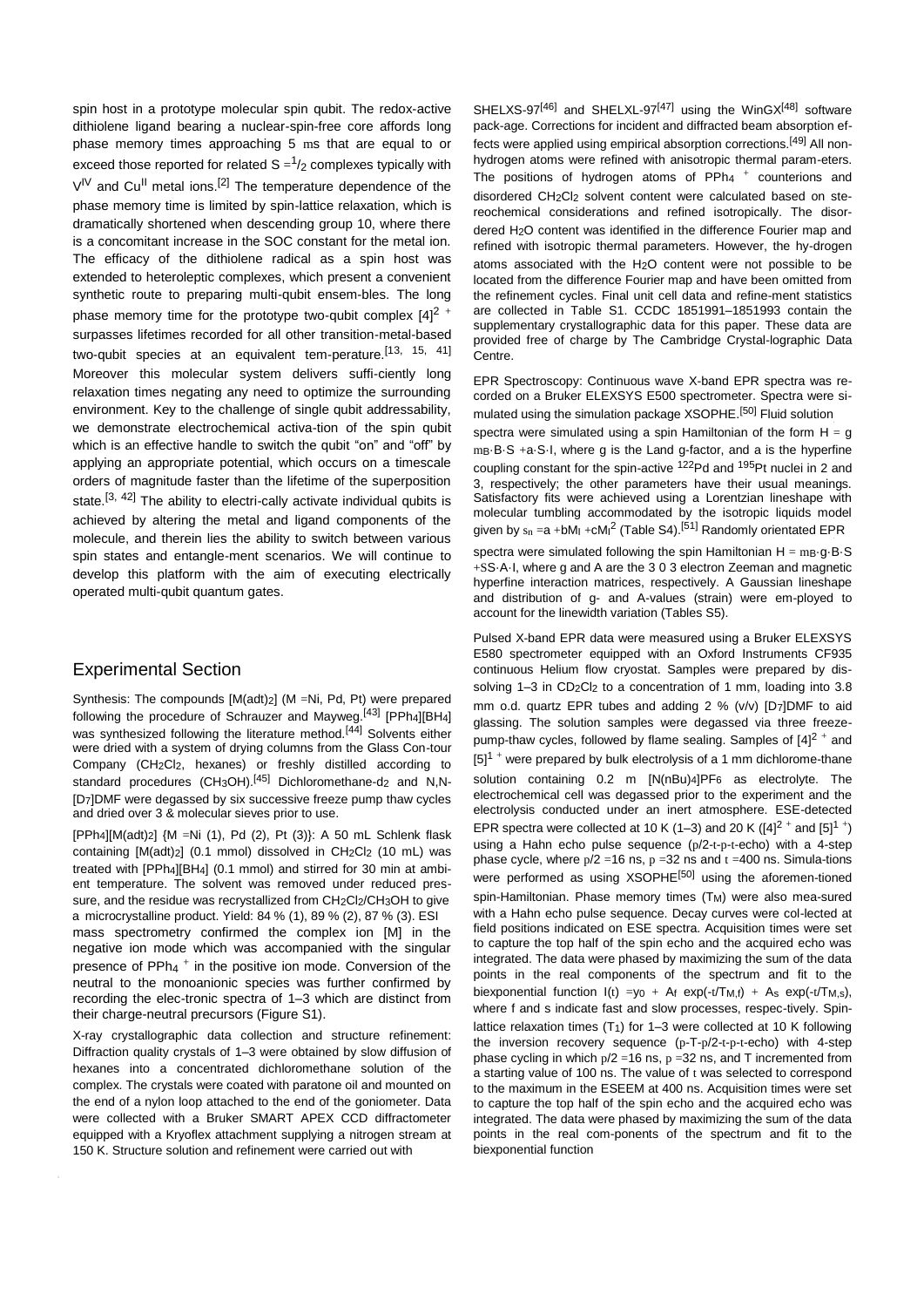spin host in a prototype molecular spin qubit. The redox-active dithiolene ligand bearing a nuclear-spin-free core affords long phase memory times approaching 5 ms that are equal to or exceed those reported for related $S = {}^{1}/_{2}$ complexes typically with $V^{IV}$ and $Cu^{II}$ metal ions.[2] The temperature dependence of the phase memory time is limited by spin-lattice relaxation, which is dramatically shortened when descending group 10, where there is a concomitant increase in the SOC constant for the metal ion. The efficacy of the dithiolene radical as a spin host was extended to heteroleptic complexes, which present a convenient synthetic route to preparing multi-qubit ensem-bles. The long phase memory time for the prototype two-qubit complex $[4]^{2+}$ surpasses lifetimes recorded for all other transition-metal-based two-qubit species at an equivalent tem-perature.[13, 15, 41] Moreover this molecular system delivers suffi-ciently long relaxation times negating any need to optimize the surrounding environment. Key to the challenge of single qubit addressability, we demonstrate electrochemical activa-tion of the spin qubit which is an effective handle to switch the qubit "on" and "off" by applying an appropriate potential, which occurs on a timescale orders of magnitude faster than the lifetime of the superposition state.[3, 42] The ability to electri-cally activate individual qubits is achieved by altering the metal and ligand components of the molecule, and therein lies the ability to switch between various spin states and entangle-ment scenarios. We will continue to develop this platform with the aim of executing electrically operated multi-qubit quantum gates.

## Experimental Section

Synthesis: The compounds $[M(adt)_2]$ (M =Ni, Pd, Pt) were prepared following the procedure of Schrauzer and Mayweg.[43] $[PPh_4][BH_4]$ was synthesized following the literature method.[44] Solvents either were dried with a system of drying columns from the Glass Con-tour Company ($CH_2Cl_2$, hexanes) or freshly distilled according to standard procedures ($CH_3OH$).[45] Dichloromethane-d$_2$ and N,N-[D$_7$]DMF were degassed by six successive freeze pump thaw cycles and dried over 3 & molecular sieves prior to use.

$[PPh_4][M(adt)_2]$ {M =Ni (1), Pd (2), Pt (3)}: A 50 mL Schlenk flask containing $[M(adt)_2]$ (0.1 mmol) dissolved in $CH_2Cl_2$ (10 mL) was treated with $[PPh_4][BH_4]$ (0.1 mmol) and stirred for 30 min at ambi-ent temperature. The solvent was removed under reduced pres-sure, and the residue was recrystallized from $CH_2Cl_2/CH_3OH$ to give a microcrystalline product. Yield: 84 % (1), 89 % (2), 87 % (3). ESI mass spectrometry confirmed the complex ion [M] in the negative ion mode which was accompanied with the singular presence of $PPh_4{}^{+}$ in the positive ion mode. Conversion of the neutral to the monoanionic species was further confirmed by recording the elec-tronic spectra of 1–3 which are distinct from their charge-neutral precursors (Figure S1).

X-ray crystallographic data collection and structure refinement: Diffraction quality crystals of 1–3 were obtained by slow diffusion of hexanes into a concentrated dichloromethane solution of the complex. The crystals were coated with paratone oil and mounted on the end of a nylon loop attached to the end of the goniometer. Data were collected with a Bruker SMART APEX CCD diffractometer equipped with a Kryoflex attachment supplying a nitrogen stream at 150 K. Structure solution and refinement were carried out with SHELXS-97[46] and SHELXL-97[47] using the WinGX[48] software pack-age. Corrections for incident and diffracted beam absorption ef-fects were applied using empirical absorption corrections.[49] All non-hydrogen atoms were refined with anisotropic thermal param-eters. The positions of hydrogen atoms of $PPh_4{}^{+}$ counterions and disordered $CH_2Cl_2$ solvent content were calculated based on ste-reochemical considerations and refined isotropically. The disor-dered $H_2O$ content was identified in the difference Fourier map and refined with isotropic thermal parameters. However, the hy-drogen atoms associated with the $H_2O$ content were not possible to be located from the difference Fourier map and have been omitted from the refinement cycles. Final unit cell data and refine-ment statistics are collected in Table S1. CCDC 1851991–1851993 contain the supplementary crystallographic data for this paper. These data are provided free of charge by The Cambridge Crystal-lographic Data Centre.

EPR Spectroscopy: Continuous wave X-band EPR spectra was re-corded on a Bruker ELEXSYS E500 spectrometer. Spectra were si-mulated using the simulation package XSOPHE.[50] Fluid solution spectra were simulated using a spin Hamiltonian of the form $H = g\, m_B \cdot B \cdot S + a \cdot S \cdot I$, where g is the Land g-factor, and a is the hyperfine coupling constant for the spin-active $^{122}$Pd and $^{195}$Pt nuclei in 2 and 3, respectively; the other parameters have their usual meanings. Satisfactory fits were achieved using a Lorentzian lineshape with molecular tumbling accommodated by the isotropic liquids model given by $s_n = a + bM_I + cM_I^2$ (Table S4).[51] Randomly orientated EPR spectra were simulated following the spin Hamiltonian $H = m_B \cdot g \cdot B \cdot S + S S \cdot A \cdot I$, where g and A are the 3 0 3 electron Zeeman and magnetic hyperfine interaction matrices, respectively. A Gaussian lineshape and distribution of g- and A-values (strain) were em-ployed to account for the linewidth variation (Tables S5).

Pulsed X-band EPR data were measured using a Bruker ELEXSYS E580 spectrometer equipped with an Oxford Instruments CF935 continuous Helium flow cryostat. Samples were prepared by dis-solving 1–3 in $CD_2Cl_2$ to a concentration of 1 mm, loading into 3.8 mm o.d. quartz EPR tubes and adding 2 % (v/v) [D$_7$]DMF to aid glassing. The solution samples were degassed via three freeze-pump-thaw cycles, followed by flame sealing. Samples of $[4]^{2+}$ and $[5]^{1+}$ were prepared by bulk electrolysis of a 1 mm dichlorome-thane solution containing 0.2 m $[N(nBu)_4]PF_6$ as electrolyte. The electrochemical cell was degassed prior to the experiment and the electrolysis conducted under an inert atmosphere. ESE-detected EPR spectra were collected at 10 K (1–3) and 20 K ($[4]^{2+}$ and $[5]^{1+}$) using a Hahn echo pulse sequence (p/2-t-p-t-echo) with a 4-step phase cycle, where p/2 =16 ns, p =32 ns and t =400 ns. Simula-tions were performed as using XSOPHE[50] using the aforemen-tioned spin-Hamiltonian. Phase memory times ($T_M$) were also mea-sured with a Hahn echo pulse sequence. Decay curves were col-lected at field positions indicated on ESE spectra. Acquisition times were set to capture the top half of the spin echo and the acquired echo was integrated. The data were phased by maximizing the sum of the data points in the real components of the spectrum and fit to the biexponential function $I(t) = y_0 + A_f \exp(-t/T_{M,f}) + A_s \exp(-t/T_{M,s})$, where f and s indicate fast and slow processes, respec-tively. Spin-lattice relaxation times ($T_1$) for 1–3 were collected at 10 K following the inversion recovery sequence (p-T-p/2-t-p-t-echo) with 4-step phase cycling in which p/2 =16 ns, p =32 ns, and T incremented from a starting value of 100 ns. The value of t was selected to correspond to the maximum in the ESEEM at 400 ns. Acquisition times were set to capture the top half of the spin echo and the acquired echo was integrated. The data were phased by maximizing the sum of the data points in the real com-ponents of the spectrum and fit to the biexponential function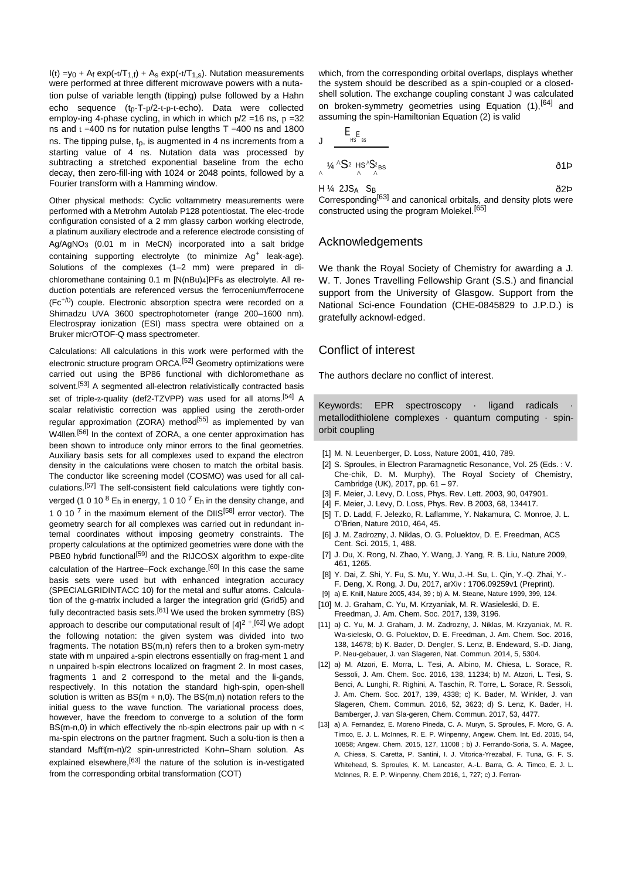$I(t) = y_0 + A_f \exp(-t/T_{1,f}) + A_s \exp(-t/T_{1,s})$. Nutation measurements were performed at three different microwave powers with a nutation pulse of variable length (tipping) pulse followed by a Hahn echo sequence ($t_p$-T-p/2-t-p-t-echo). Data were collected employ-ing 4-phase cycling, in which in which p/2 =16 ns, p =32 ns and t =400 ns for nutation pulse lengths T =400 ns and 1800 ns. The tipping pulse, $t_p$, is augmented in 4 ns increments from a starting value of 4 ns. Nutation data was processed by subtracting a stretched exponential baseline from the echo decay, then zero-fill-ing with 1024 or 2048 points, followed by a Fourier transform with a Hamming window.

Other physical methods: Cyclic voltammetry measurements were performed with a Metrohm Autolab P128 potentiostat. The elec-trode configuration consisted of a 2 mm glassy carbon working electrode, a platinum auxiliary electrode and a reference electrode consisting of $Ag/AgNO_3$ (0.01 m in MeCN) incorporated into a salt bridge containing supporting electrolyte (to minimize $Ag^+$ leak-age). Solutions of the complexes (1–2 mm) were prepared in di-chloromethane containing 0.1 m $[N(nBu)_4]PF_6$ as electrolyte. All re-duction potentials are referenced versus the ferrocenium/ferrocene ($Fc^{+/0}$) couple. Electronic absorption spectra were recorded on a Shimadzu UVA 3600 spectrophotometer (range 200–1600 nm). Electrospray ionization (ESI) mass spectra were obtained on a Bruker micrOTOF-Q mass spectrometer.

Calculations: All calculations in this work were performed with the electronic structure program ORCA.[52] Geometry optimizations were carried out using the BP86 functional with dichloromethane as solvent.[53] A segmented all-electron relativistically contracted basis set of triple-z-quality (def2-TZVPP) was used for all atoms.[54] A scalar relativistic correction was applied using the zeroth-order regular approximation (ZORA) method[55] as implemented by van W4llen.[56] In the context of ZORA, a one center approximation has been shown to introduce only minor errors to the final geometries. Auxiliary basis sets for all complexes used to expand the electron density in the calculations were chosen to match the orbital basis. The conductor like screening model (COSMO) was used for all cal-culations.[57] The self-consistent field calculations were tightly con-verged ($1\,0\,10^{8}$ $E_h$ in energy, $1\,0\,10^{7}$ $E_h$ in the density change, and $1\,0\,10^{7}$ in the maximum element of the DIIS[58] error vector). The geometry search for all complexes was carried out in redundant in-ternal coordinates without imposing geometry constraints. The property calculations at the optimized geometries were done with the PBE0 hybrid functional[59] and the RIJCOSX algorithm to expe-dite calculation of the Hartree–Fock exchange.[60] In this case the same basis sets were used but with enhanced integration accuracy (SPECIALGRIDINTACC 10) for the metal and sulfur atoms. Calcula-tion of the g-matrix included a larger the integration grid (Grid5) and fully decontracted basis sets.[61] We used the broken symmetry (BS) approach to describe our computational result of $[4]^{2+}$.[62] We adopt the following notation: the given system was divided into two fragments. The notation BS(m,n) refers then to a broken sym-metry state with m unpaired a-spin electrons essentially on frag-ment 1 and n unpaired b-spin electrons localized on fragment 2. In most cases, fragments 1 and 2 correspond to the metal and the li-gands, respectively. In this notation the standard high-spin, open-shell solution is written as BS(m + n,0). The BS(m,n) notation refers to the initial guess to the wave function. The variational process does, however, have the freedom to converge to a solution of the form BS(m-n,0) in which effectively the nb-spin electrons pair up with n < ma-spin electrons on the partner fragment. Such a solu-tion is then a standard $M_s$ffi(m-n)/2 spin-unrestricted Kohn–Sham solution. As explained elsewhere,[63] the nature of the solution is in-vestigated from the corresponding orbital transformation (COT) which, from the corresponding orbital overlaps, displays whether the system should be described as a spin-coupled or a closed-shell solution. The exchange coupling constant J was calculated on broken-symmetry geometries using Equation (1),[64] and assuming the spin-Hamiltonian Equation (2) is valid

$$J = \frac{E_{HS} - E_{BS}}{\langle S^2 \rangle_{HS} - \langle S^2 \rangle_{BS}} \quad (1)$$

$$\hat{H} = 2J\hat{S}_A \cdot \hat{S}_B \quad (2)$$

Corresponding[63] and canonical orbitals, and density plots were constructed using the program Molekel.[65]

## Acknowledgements

We thank the Royal Society of Chemistry for awarding a J. W. T. Jones Travelling Fellowship Grant (S.S.) and financial support from the University of Glasgow. Support from the National Sci-ence Foundation (CHE-0845829 to J.P.D.) is gratefully acknowl-edged.

## Conflict of interest

The authors declare no conflict of interest.

Keywords: EPR spectroscopy · ligand radicals · metallodithiolene complexes · quantum computing · spin-orbit coupling

[1] M. N. Leuenberger, D. Loss, Nature 2001, 410, 789.
[2] S. Sproules, in Electron Paramagnetic Resonance, Vol. 25 (Eds. : V. Che-chik, D. M. Murphy), The Royal Society of Chemistry, Cambridge (UK), 2017, pp. 61 – 97.
[3] F. Meier, J. Levy, D. Loss, Phys. Rev. Lett. 2003, 90, 047901.
[4] F. Meier, J. Levy, D. Loss, Phys. Rev. B 2003, 68, 134417.
[5] T. D. Ladd, F. Jelezko, R. Laflamme, Y. Nakamura, C. Monroe, J. L. O'Brien, Nature 2010, 464, 45.
[6] J. M. Zadrozny, J. Niklas, O. G. Poluektov, D. E. Freedman, ACS Cent. Sci. 2015, 1, 488.
[7] J. Du, X. Rong, N. Zhao, Y. Wang, J. Yang, R. B. Liu, Nature 2009, 461, 1265.
[8] Y. Dai, Z. Shi, Y. Fu, S. Mu, Y. Wu, J.-H. Su, L. Qin, Y.-Q. Zhai, Y.-F. Deng, X. Rong, J. Du, 2017, arXiv : 1706.09259v1 (Preprint).
[9] a) E. Knill, Nature 2005, 434, 39 ; b) A. M. Steane, Nature 1999, 399, 124.
[10] M. J. Graham, C. Yu, M. Krzyaniak, M. R. Wasieleski, D. E. Freedman, J. Am. Chem. Soc. 2017, 139, 3196.
[11] a) C. Yu, M. J. Graham, J. M. Zadrozny, J. Niklas, M. Krzyaniak, M. R. Wa-sieleski, O. G. Poluektov, D. E. Freedman, J. Am. Chem. Soc. 2016, 138, 14678; b) K. Bader, D. Dengler, S. Lenz, B. Endeward, S.-D. Jiang, P. Neu-gebauer, J. van Slageren, Nat. Commun. 2014, 5, 5304.
[12] a) M. Atzori, E. Morra, L. Tesi, A. Albino, M. Chiesa, L. Sorace, R. Sessoli, J. Am. Chem. Soc. 2016, 138, 11234; b) M. Atzori, L. Tesi, S. Benci, A. Lunghi, R. Righini, A. Taschin, R. Torre, L. Sorace, R. Sessoli, J. Am. Chem. Soc. 2017, 139, 4338; c) K. Bader, M. Winkler, J. van Slageren, Chem. Commun. 2016, 52, 3623; d) S. Lenz, K. Bader, H. Bamberger, J. van Sla-geren, Chem. Commun. 2017, 53, 4477.
[13] a) A. Fernandez, E. Moreno Pineda, C. A. Muryn, S. Sproules, F. Moro, G. A. Timco, E. J. L. McInnes, R. E. P. Winpenny, Angew. Chem. Int. Ed. 2015, 54, 10858; Angew. Chem. 2015, 127, 11008 ; b) J. Ferrando-Soria, S. A. Magee, A. Chiesa, S. Caretta, P. Santini, I. J. Vitorica-Yrezabal, F. Tuna, G. F. S. Whitehead, S. Sproules, K. M. Lancaster, A.-L. Barra, G. A. Timco, E. J. L. McInnes, R. E. P. Winpenny, Chem 2016, 1, 727; c) J. Ferran-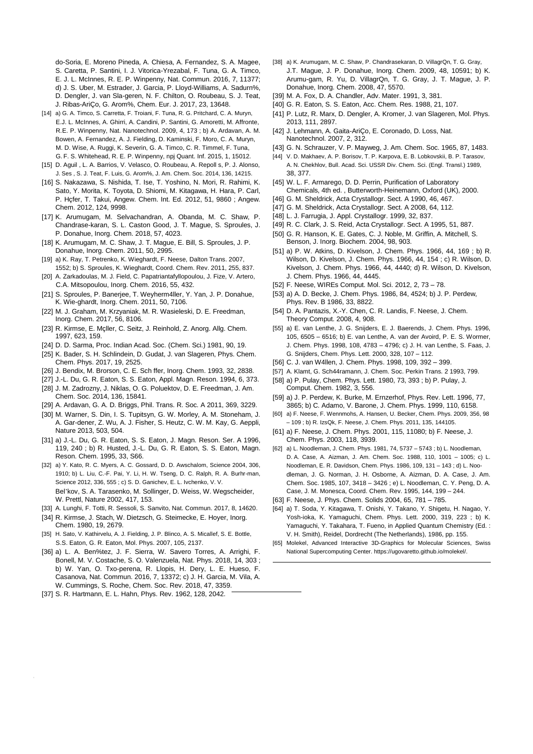do-Soria, E. Moreno Pineda, A. Chiesa, A. Fernandez, S. A. Magee, S. Caretta, P. Santini, I. J. Vitorica-Yrezabal, F. Tuna, G. A. Timco, E. J. L. McInnes, R. E. P. Winpenny, Nat. Commun. 2016, 7, 11377; d) J. S. Uber, M. Estrader, J. Garcia, P. Lloyd-Williams, A. Sadurn%, D. Dengler, J. van Sla-geren, N. F. Chilton, O. Roubeau, S. J. Teat, J. Ribas-AriÇo, G. Arom%, Chem. Eur. J. 2017, 23, 13648.

[14] a) G. A. Timco, S. Carretta, F. Troiani, F. Tuna, R. G. Pritchard, C. A. Muryn, E.J. L. McInnes, A. Ghirri, A. Candini, P. Santini, G. Amoretti, M. Affronte, R.E. P. Winpenny, Nat. Nanotechnol. 2009, 4, 173 ; b) A. Ardavan, A. M. Bowen, A. Fernandez, A. J. Fielding, D. Kaminski, F. Moro, C. A. Muryn, M. D. Wise, A. Ruggi, K. Severin, G. A. Timco, C. R. Timmel, F. Tuna, G. F. S. Whitehead, R. E. P. Winpenny, npj Quant. Inf. 2015, 1, 15012.

[15] D. Aguil , L. A. Barrios, V. Velasco, O. Roubeau, A. Repoll s, P. J. Alonso, J. Ses , S. J. Teat, F. Luis, G. Arom%, J. Am. Chem. Soc. 2014, 136, 14215.

[16] S. Nakazawa, S. Nishida, T. Ise, T. Yoshino, N. Mori, R. Rahimi, K. Sato, Y. Morita, K. Toyota, D. Shiomi, M. Kitagawa, H. Hara, P. Carl, P. Hçfer, T. Takui, Angew. Chem. Int. Ed. 2012, 51, 9860 ; Angew. Chem. 2012, 124, 9998.

[17] K. Arumugam, M. Selvachandran, A. Obanda, M. C. Shaw, P. Chandrase-karan, S. L. Caston Good, J. T. Mague, S. Sproules, J. P. Donahue, Inorg. Chem. 2018, 57, 4023.

[18] K. Arumugam, M. C. Shaw, J. T. Mague, E. Bill, S. Sproules, J. P. Donahue, Inorg. Chem. 2011, 50, 2995.

[19] a) K. Ray, T. Petrenko, K. Wieghardt, F. Neese, Dalton Trans. 2007, 1552; b) S. Sproules, K. Wieghardt, Coord. Chem. Rev. 2011, 255, 837.

[20] A. Zarkadoulas, M. J. Field, C. Papatriantafyllopoulou, J. Fize, V. Artero, C.A. Mitsopoulou, Inorg. Chem. 2016, 55, 432.

[21] S. Sproules, P. Banerjee, T. Weyherm4ller, Y. Yan, J. P. Donahue, K. Wie-ghardt, Inorg. Chem. 2011, 50, 7106.

[22] M. J. Graham, M. Krzyaniak, M. R. Wasieleski, D. E. Freedman, Inorg. Chem. 2017, 56, 8106.

[23] R. Kirmse, E. Mçller, C. Seitz, J. Reinhold, Z. Anorg. Allg. Chem. 1997, 623, 159.

[24] D. D. Sarma, Proc. Indian Acad. Soc. (Chem. Sci.) 1981, 90, 19.

[25] K. Bader, S. H. Schlindein, D. Gudat, J. van Slageren, Phys. Chem. Chem. Phys. 2017, 19, 2525.

[26] J. Bendix, M. Brorson, C. E. Sch ffer, Inorg. Chem. 1993, 32, 2838.

[27] J.-L. Du, G. R. Eaton, S. S. Eaton, Appl. Magn. Reson. 1994, 6, 373.

[28] J. M. Zadrozny, J. Niklas, O. G. Poluektov, D. E. Freedman, J. Am. Chem. Soc. 2014, 136, 15841.

[29] A. Ardavan, G. A. D. Briggs, Phil. Trans. R. Soc. A 2011, 369, 3229.

[30] M. Warner, S. Din, I. S. Tupitsyn, G. W. Morley, A. M. Stoneham, J. A. Gar-dener, Z. Wu, A. J. Fisher, S. Heutz, C. W. M. Kay, G. Aeppli, Nature 2013, 503, 504.

[31] a) J.-L. Du, G. R. Eaton, S. S. Eaton, J. Magn. Reson. Ser. A 1996, 119, 240 ; b) R. Husted, J.-L. Du, G. R. Eaton, S. S. Eaton, Magn. Reson. Chem. 1995, 33, S66.

[32] a) Y. Kato, R. C. Myers, A. C. Gossard, D. D. Awschalom, Science 2004, 306, 1910; b) L. Liu, C.-F. Pai, Y. Li, H. W. Tseng, D. C. Ralph, R. A. Burhr-man, Science 2012, 336, 555 ; c) S. D. Ganichev, E. L. Ivchenko, V. V. Bel'kov, S. A. Tarasenko, M. Sollinger, D. Weiss, W. Wegscheider, W. Prettl, Nature 2002, 417, 153.

[33] A. Lunghi, F. Totti, R. Sessoli, S. Sanvito, Nat. Commun. 2017, 8, 14620.

[34] R. Kirmse, J. Stach, W. Dietzsch, G. Steimecke, E. Hoyer, Inorg. Chem. 1980, 19, 2679.

[35] H. Sato, V. Kathirvelu, A. J. Fielding, J. P. Blinco, A. S. Micallef, S. E. Bottle, S.S. Eaton, G. R. Eaton, Mol. Phys. 2007, 105, 2137.

[36] a) L. A. Ben%tez, J. F. Sierra, W. Savero Torres, A. Arrighi, F. Bonell, M. V. Costache, S. O. Valenzuela, Nat. Phys. 2018, 14, 303 ; b) W. Yan, O. Txo-perena, R. Llopis, H. Dery, L. E. Hueso, F. Casanova, Nat. Commun. 2016, 7, 13372; c) J. H. Garcia, M. Vila, A. W. Cummings, S. Roche, Chem. Soc. Rev. 2018, 47, 3359.

[37] S. R. Hartmann, E. L. Hahn, Phys. Rev. 1962, 128, 2042.

[38] a) K. Arumugam, M. C. Shaw, P. Chandrasekaran, D. VillagrQn, T. G. Gray, J.T. Mague, J. P. Donahue, Inorg. Chem. 2009, 48, 10591; b) K. Arumu-gam, R. Yu, D. VillagrQn, T. G. Gray, J. T. Mague, J. P. Donahue, Inorg. Chem. 2008, 47, 5570.

[39] M. A. Fox, D. A. Chandler, Adv. Mater. 1991, 3, 381.

[40] G. R. Eaton, S. S. Eaton, Acc. Chem. Res. 1988, 21, 107.

[41] P. Lutz, R. Marx, D. Dengler, A. Kromer, J. van Slageren, Mol. Phys. 2013, 111, 2897.

[42] J. Lehmann, A. Gaita-AriÇo, E. Coronado, D. Loss, Nat. Nanotechnol. 2007, 2, 312.

[43] G. N. Schrauzer, V. P. Mayweg, J. Am. Chem. Soc. 1965, 87, 1483.

[44] V. D. Makhaev, A. P. Borisov, T. P. Karpova, E. B. Lobkovskii, B. P. Tarasov, A. N. Chekhlov, Bull. Acad. Sci. USSR Div. Chem. Sci. (Engl. Transl.) 1989, 38, 377.

[45] W. L. F. Armarego, D. D. Perrin, Purification of Laboratory Chemicals, 4th ed. , Butterworth-Heinemann, Oxford (UK), 2000.

[46] G. M. Sheldrick, Acta Crystallogr. Sect. A 1990, 46, 467.

[47] G. M. Sheldrick, Acta Crystallogr. Sect. A 2008, 64, 112.

[48] L. J. Farrugia, J. Appl. Crystallogr. 1999, 32, 837.

[49] R. C. Clark, J. S. Reid, Acta Crystallogr. Sect. A 1995, 51, 887.

[50] G. R. Hanson, K. E. Gates, C. J. Noble, M. Griffin, A. Mitchell, S. Benson, J. Inorg. Biochem. 2004, 98, 903.

[51] a) P. W. Atkins, D. Kivelson, J. Chem. Phys. 1966, 44, 169 ; b) R. Wilson, D. Kivelson, J. Chem. Phys. 1966, 44, 154 ; c) R. Wilson, D. Kivelson, J. Chem. Phys. 1966, 44, 4440; d) R. Wilson, D. Kivelson, J. Chem. Phys. 1966, 44, 4445.

[52] F. Neese, WIREs Comput. Mol. Sci. 2012, 2, 73 – 78.

[53] a) A. D. Becke, J. Chem. Phys. 1986, 84, 4524; b) J. P. Perdew, Phys. Rev. B 1986, 33, 8822.

[54] D. A. Pantazis, X.-Y. Chen, C. R. Landis, F. Neese, J. Chem. Theory Comput. 2008, 4, 908.

[55] a) E. van Lenthe, J. G. Snijders, E. J. Baerends, J. Chem. Phys. 1996, 105, 6505 – 6516; b) E. van Lenthe, A. van der Avoird, P. E. S. Wormer, J. Chem. Phys. 1998, 108, 4783 – 4796; c) J. H. van Lenthe, S. Faas, J. G. Snijders, Chem. Phys. Lett. 2000, 328, 107 – 112.

[56] C. J. van W4llen, J. Chem. Phys. 1998, 109, 392 – 399.

[57] A. Klamt, G. Sch44ramann, J. Chem. Soc. Perkin Trans. 2 1993, 799.

[58] a) P. Pulay, Chem. Phys. Lett. 1980, 73, 393 ; b) P. Pulay, J. Comput. Chem. 1982, 3, 556.

[59] a) J. P. Perdew, K. Burke, M. Ernzerhof, Phys. Rev. Lett. 1996, 77, 3865; b) C. Adamo, V. Barone, J. Chem. Phys. 1999, 110, 6158.

[60] a) F. Neese, F. Wennmohs, A. Hansen, U. Becker, Chem. Phys. 2009, 356, 98 – 109 ; b) R. IzsQk, F. Neese, J. Chem. Phys. 2011, 135, 144105.

[61] a) F. Neese, J. Chem. Phys. 2001, 115, 11080; b) F. Neese, J. Chem. Phys. 2003, 118, 3939.

[62] a) L. Noodleman, J. Chem. Phys. 1981, 74, 5737 – 5743 ; b) L. Noodleman, D. A. Case, A. Aizman, J. Am. Chem. Soc. 1988, 110, 1001 – 1005; c) L. Noodleman, E. R. Davidson, Chem. Phys. 1986, 109, 131 – 143 ; d) L. Noo-dleman, J. G. Norman, J. H. Osborne, A. Aizman, D. A. Case, J. Am. Chem. Soc. 1985, 107, 3418 – 3426 ; e) L. Noodleman, C. Y. Peng, D. A. Case, J. M. Monesca, Coord. Chem. Rev. 1995, 144, 199 – 244.

[63] F. Neese, J. Phys. Chem. Solids 2004, 65, 781 – 785.

[64] a) T. Soda, Y. Kitagawa, T. Onishi, Y. Takano, Y. Shigetu, H. Nagao, Y. Yosh-ioka, K. Yamaguchi, Chem. Phys. Lett. 2000, 319, 223 ; b) K. Yamaguchi, Y. Takahara, T. Fueno, in Applied Quantum Chemistry (Ed. : V. H. Smith), Reidel, Dordrecht (The Netherlands), 1986, pp. 155.

[65] Molekel, Advanced Interactive 3D-Graphics for Molecular Sciences, Swiss National Supercomputing Center. https://ugovaretto.github.io/molekel/.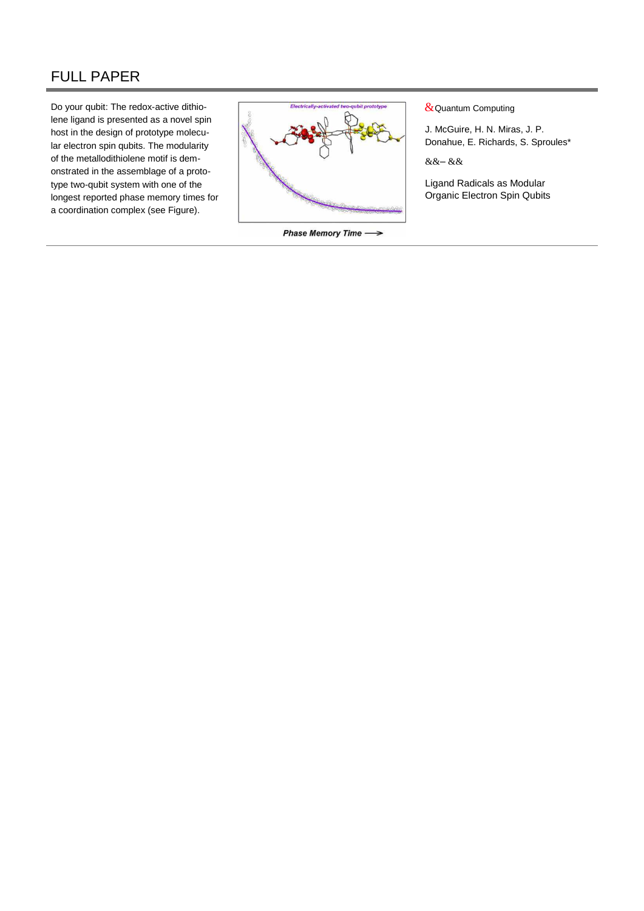# FULL PAPER

Do your qubit: The redox-active dithiolene ligand is presented as a novel spin host in the design of prototype molecular electron spin qubits. The modularity of the metallodithiolene motif is demonstrated in the assemblage of a prototype two-qubit system with one of the longest reported phase memory times for a coordination complex (see Figure).

Electrically-activated two-qubit prototype

Phase Memory Time ⟶

& Quantum Computing

J. McGuire, H. N. Miras, J. P. Donahue, E. Richards, S. Sproules*

&&– &&

Ligand Radicals as Modular Organic Electron Spin Qubits